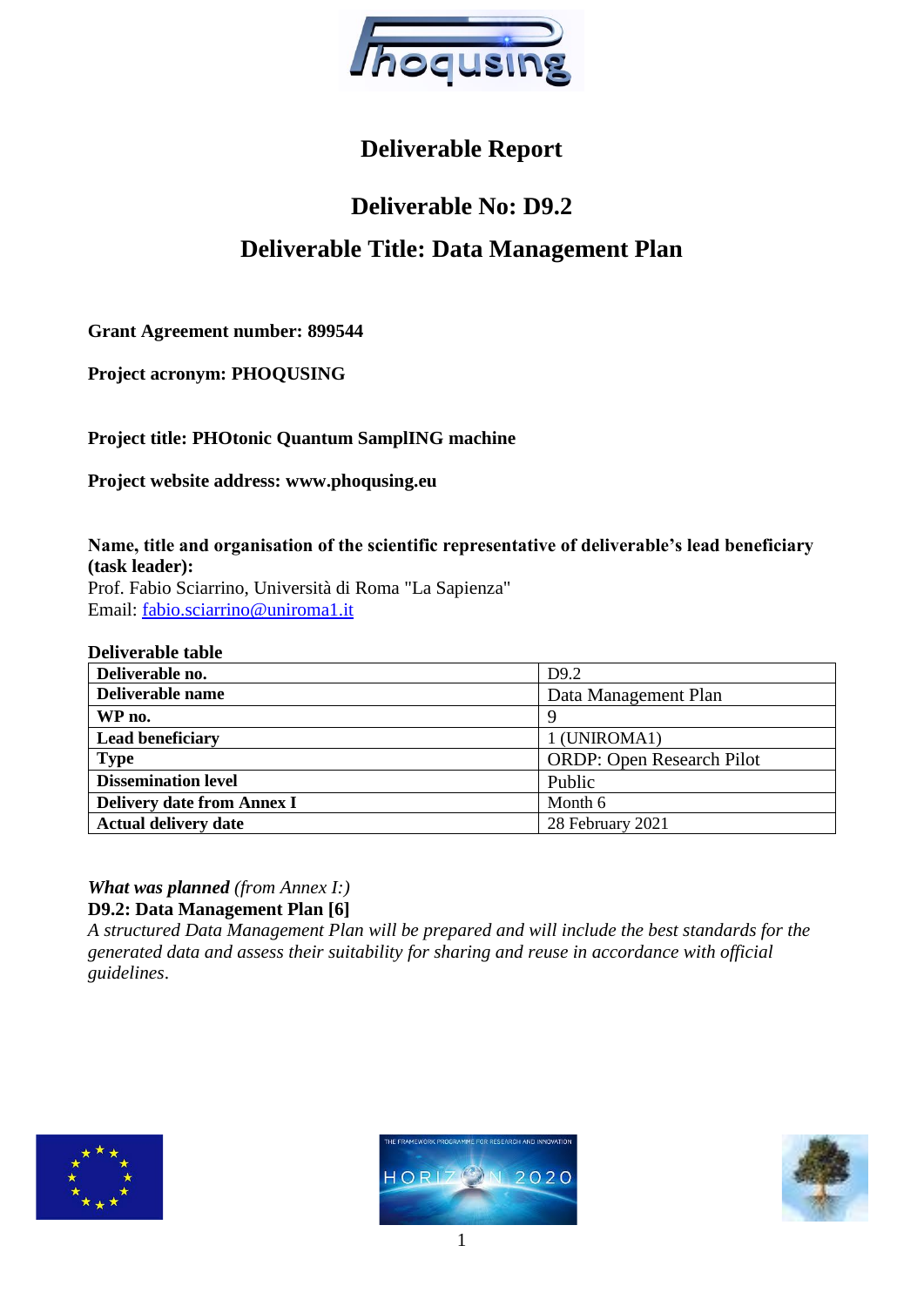# Deliverable Report

## Deliverable No: D9.2

## Deliverable Title: Data Management Plan

**Grant Agreement number: 899544**

**Project acronym: PHOQUSING**

**Project title: PHOtonic Quantum SamplING machine**

**Project website address: www.phoqusing.eu**

**Name, title and organisation of the scientific representative of deliverable's lead beneficiary (task leader):**
Prof. Fabio Sciarrino, Università di Roma "La Sapienza"
Email: fabio.sciarrino@uniroma1.it

**Deliverable table**

| | |
|---|---|
| **Deliverable no.** | D9.2 |
| **Deliverable name** | Data Management Plan |
| **WP no.** | 9 |
| **Lead beneficiary** | 1 (UNIROMA1) |
| **Type** | ORDP: Open Research Pilot |
| **Dissemination level** | Public |
| **Delivery date from Annex I** | Month 6 |
| **Actual delivery date** | 28 February 2021 |

***What was planned*** *(from Annex I:)*
**D9.2: Data Management Plan [6]**
*A structured Data Management Plan will be prepared and will include the best standards for the generated data and assess their suitability for sharing and reuse in accordance with official guidelines*.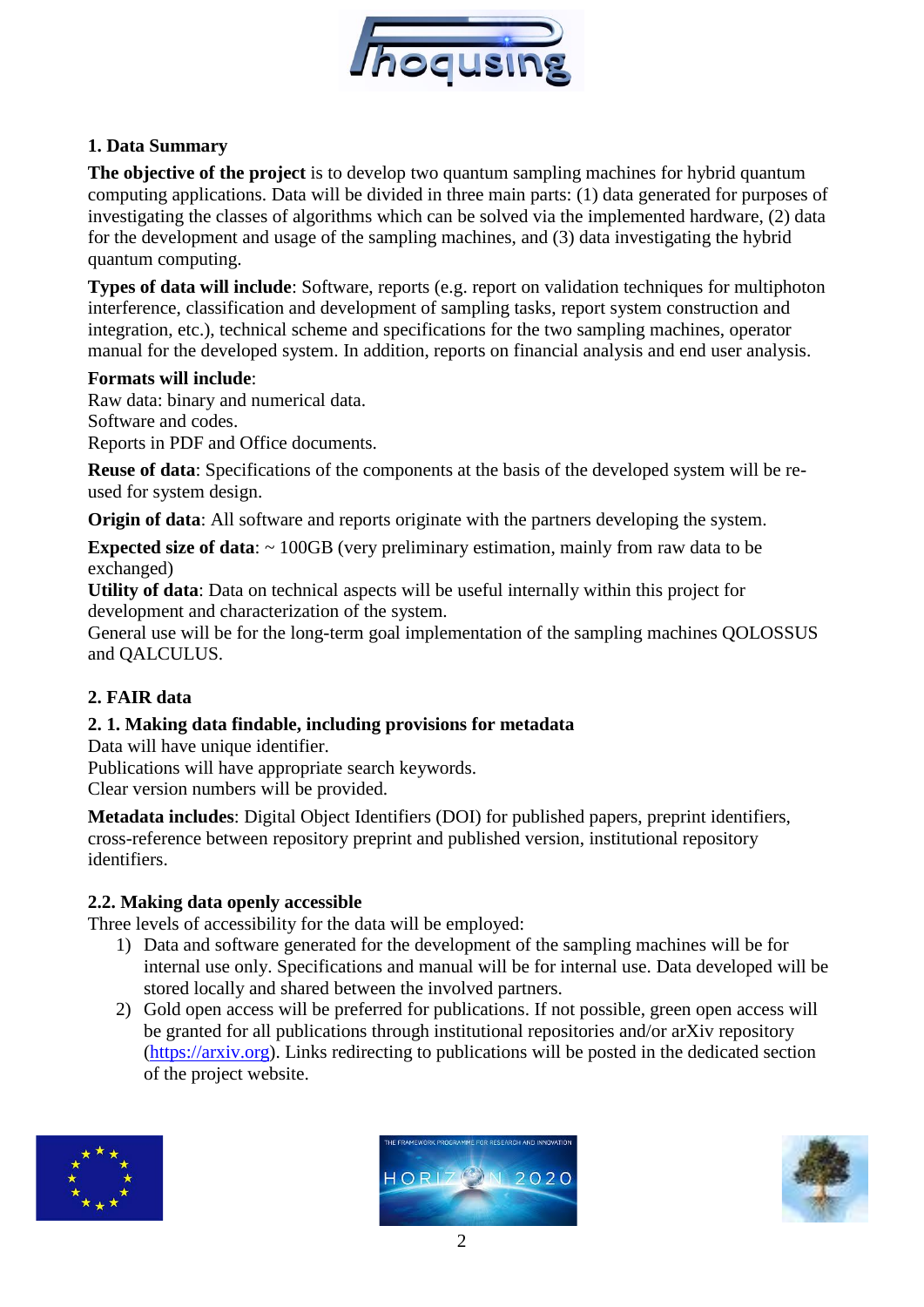## 1. Data Summary

**The objective of the project** is to develop two quantum sampling machines for hybrid quantum computing applications. Data will be divided in three main parts: (1) data generated for purposes of investigating the classes of algorithms which can be solved via the implemented hardware, (2) data for the development and usage of the sampling machines, and (3) data investigating the hybrid quantum computing.

**Types of data will include**: Software, reports (e.g. report on validation techniques for multiphoton interference, classification and development of sampling tasks, report system construction and integration, etc.), technical scheme and specifications for the two sampling machines, operator manual for the developed system. In addition, reports on financial analysis and end user analysis.

**Formats will include**:
Raw data: binary and numerical data.
Software and codes.
Reports in PDF and Office documents.

**Reuse of data**: Specifications of the components at the basis of the developed system will be re-used for system design.

**Origin of data**: All software and reports originate with the partners developing the system.

**Expected size of data**: ~ 100GB (very preliminary estimation, mainly from raw data to be exchanged)

**Utility of data**: Data on technical aspects will be useful internally within this project for development and characterization of the system.
General use will be for the long-term goal implementation of the sampling machines QOLOSSUS and QALCULUS.

## 2. FAIR data

### 2. 1. Making data findable, including provisions for metadata

Data will have unique identifier.
Publications will have appropriate search keywords.
Clear version numbers will be provided.

**Metadata includes**: Digital Object Identifiers (DOI) for published papers, preprint identifiers, cross-reference between repository preprint and published version, institutional repository identifiers.

### 2.2. Making data openly accessible

Three levels of accessibility for the data will be employed:

1) Data and software generated for the development of the sampling machines will be for internal use only. Specifications and manual will be for internal use. Data developed will be stored locally and shared between the involved partners.
2) Gold open access will be preferred for publications. If not possible, green open access will be granted for all publications through institutional repositories and/or arXiv repository (https://arxiv.org). Links redirecting to publications will be posted in the dedicated section of the project website.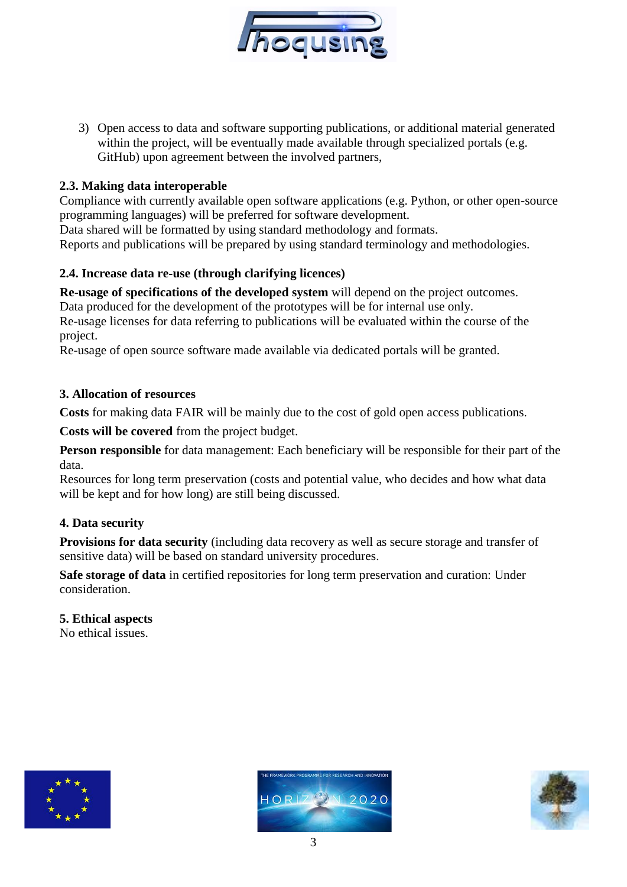3) Open access to data and software supporting publications, or additional material generated within the project, will be eventually made available through specialized portals (e.g. GitHub) upon agreement between the involved partners,

### 2.3. Making data interoperable

Compliance with currently available open software applications (e.g. Python, or other open-source programming languages) will be preferred for software development.
Data shared will be formatted by using standard methodology and formats.
Reports and publications will be prepared by using standard terminology and methodologies.

### 2.4. Increase data re-use (through clarifying licences)

**Re-usage of specifications of the developed system** will depend on the project outcomes.
Data produced for the development of the prototypes will be for internal use only.
Re-usage licenses for data referring to publications will be evaluated within the course of the project.
Re-usage of open source software made available via dedicated portals will be granted.

## 3. Allocation of resources

**Costs** for making data FAIR will be mainly due to the cost of gold open access publications.

**Costs will be covered** from the project budget.

**Person responsible** for data management: Each beneficiary will be responsible for their part of the data.
Resources for long term preservation (costs and potential value, who decides and how what data will be kept and for how long) are still being discussed.

## 4. Data security

**Provisions for data security** (including data recovery as well as secure storage and transfer of sensitive data) will be based on standard university procedures.

**Safe storage of data** in certified repositories for long term preservation and curation: Under consideration.

## 5. Ethical aspects

No ethical issues.